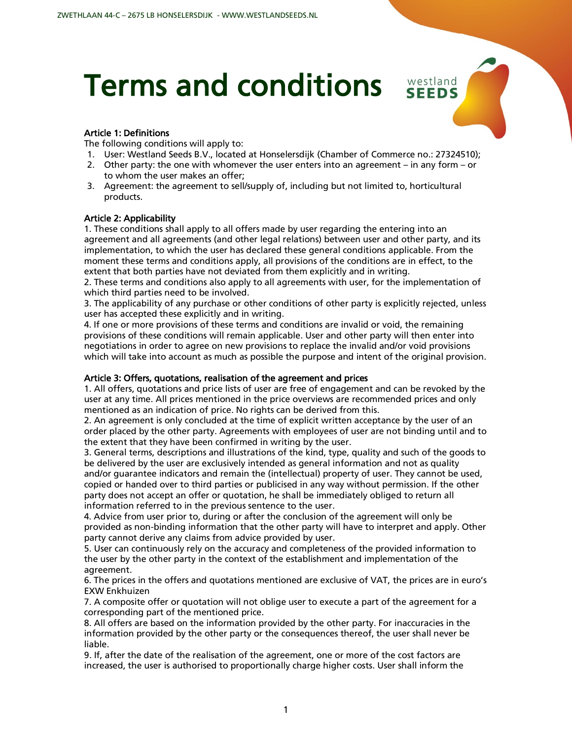# Terms and conditions

### Article 1: Definitions

The following conditions will apply to:

1. User: Westland Seeds B.V., located at Honselersdijk (Chamber of Commerce no.: 27324510);
2. Other party: the one with whomever the user enters into an agreement – in any form – or to whom the user makes an offer;
3. Agreement: the agreement to sell/supply of, including but not limited to, horticultural products.

### Article 2: Applicability

1. These conditions shall apply to all offers made by user regarding the entering into an agreement and all agreements (and other legal relations) between user and other party, and its implementation, to which the user has declared these general conditions applicable. From the moment these terms and conditions apply, all provisions of the conditions are in effect, to the extent that both parties have not deviated from them explicitly and in writing.
2. These terms and conditions also apply to all agreements with user, for the implementation of which third parties need to be involved.
3. The applicability of any purchase or other conditions of other party is explicitly rejected, unless user has accepted these explicitly and in writing.
4. If one or more provisions of these terms and conditions are invalid or void, the remaining provisions of these conditions will remain applicable. User and other party will then enter into negotiations in order to agree on new provisions to replace the invalid and/or void provisions which will take into account as much as possible the purpose and intent of the original provision.

### Article 3: Offers, quotations, realisation of the agreement and prices

1. All offers, quotations and price lists of user are free of engagement and can be revoked by the user at any time. All prices mentioned in the price overviews are recommended prices and only mentioned as an indication of price. No rights can be derived from this.
2. An agreement is only concluded at the time of explicit written acceptance by the user of an order placed by the other party. Agreements with employees of user are not binding until and to the extent that they have been confirmed in writing by the user.
3. General terms, descriptions and illustrations of the kind, type, quality and such of the goods to be delivered by the user are exclusively intended as general information and not as quality and/or guarantee indicators and remain the (intellectual) property of user. They cannot be used, copied or handed over to third parties or publicised in any way without permission. If the other party does not accept an offer or quotation, he shall be immediately obliged to return all information referred to in the previous sentence to the user.
4. Advice from user prior to, during or after the conclusion of the agreement will only be provided as non-binding information that the other party will have to interpret and apply. Other party cannot derive any claims from advice provided by user.
5. User can continuously rely on the accuracy and completeness of the provided information to the user by the other party in the context of the establishment and implementation of the agreement.
6. The prices in the offers and quotations mentioned are exclusive of VAT, the prices are in euro's EXW Enkhuizen
7. A composite offer or quotation will not oblige user to execute a part of the agreement for a corresponding part of the mentioned price.
8. All offers are based on the information provided by the other party. For inaccuracies in the information provided by the other party or the consequences thereof, the user shall never be liable.
9. If, after the date of the realisation of the agreement, one or more of the cost factors are increased, the user is authorised to proportionally charge higher costs. User shall inform the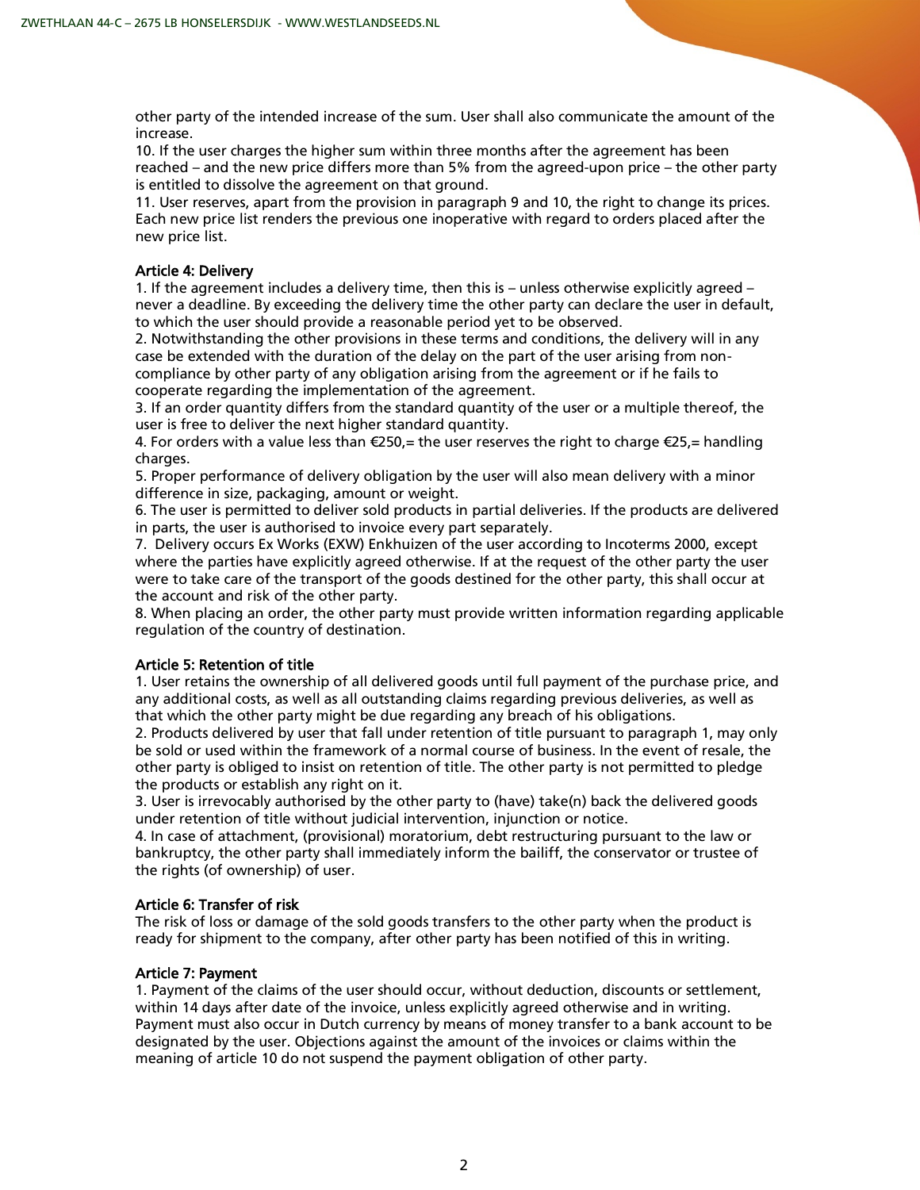other party of the intended increase of the sum. User shall also communicate the amount of the increase.

10. If the user charges the higher sum within three months after the agreement has been reached – and the new price differs more than 5% from the agreed-upon price – the other party is entitled to dissolve the agreement on that ground.

11. User reserves, apart from the provision in paragraph 9 and 10, the right to change its prices. Each new price list renders the previous one inoperative with regard to orders placed after the new price list.

### Article 4: Delivery

1. If the agreement includes a delivery time, then this is – unless otherwise explicitly agreed – never a deadline. By exceeding the delivery time the other party can declare the user in default, to which the user should provide a reasonable period yet to be observed.
2. Notwithstanding the other provisions in these terms and conditions, the delivery will in any case be extended with the duration of the delay on the part of the user arising from non-compliance by other party of any obligation arising from the agreement or if he fails to cooperate regarding the implementation of the agreement.
3. If an order quantity differs from the standard quantity of the user or a multiple thereof, the user is free to deliver the next higher standard quantity.
4. For orders with a value less than €250,= the user reserves the right to charge €25,= handling charges.
5. Proper performance of delivery obligation by the user will also mean delivery with a minor difference in size, packaging, amount or weight.
6. The user is permitted to deliver sold products in partial deliveries. If the products are delivered in parts, the user is authorised to invoice every part separately.
7. Delivery occurs Ex Works (EXW) Enkhuizen of the user according to Incoterms 2000, except where the parties have explicitly agreed otherwise. If at the request of the other party the user were to take care of the transport of the goods destined for the other party, this shall occur at the account and risk of the other party.
8. When placing an order, the other party must provide written information regarding applicable regulation of the country of destination.

### Article 5: Retention of title

1. User retains the ownership of all delivered goods until full payment of the purchase price, and any additional costs, as well as all outstanding claims regarding previous deliveries, as well as that which the other party might be due regarding any breach of his obligations.
2. Products delivered by user that fall under retention of title pursuant to paragraph 1, may only be sold or used within the framework of a normal course of business. In the event of resale, the other party is obliged to insist on retention of title. The other party is not permitted to pledge the products or establish any right on it.
3. User is irrevocably authorised by the other party to (have) take(n) back the delivered goods under retention of title without judicial intervention, injunction or notice.
4. In case of attachment, (provisional) moratorium, debt restructuring pursuant to the law or bankruptcy, the other party shall immediately inform the bailiff, the conservator or trustee of the rights (of ownership) of user.

### Article 6: Transfer of risk

The risk of loss or damage of the sold goods transfers to the other party when the product is ready for shipment to the company, after other party has been notified of this in writing.

### Article 7: Payment

1. Payment of the claims of the user should occur, without deduction, discounts or settlement, within 14 days after date of the invoice, unless explicitly agreed otherwise and in writing. Payment must also occur in Dutch currency by means of money transfer to a bank account to be designated by the user. Objections against the amount of the invoices or claims within the meaning of article 10 do not suspend the payment obligation of other party.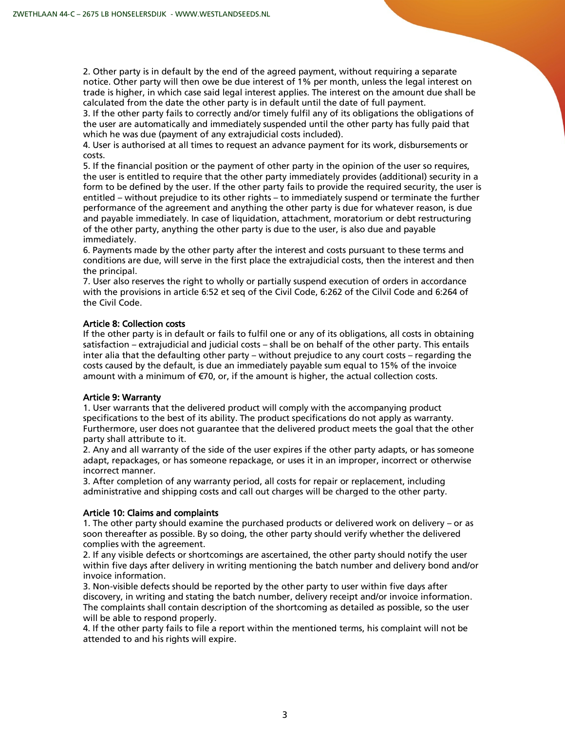2. Other party is in default by the end of the agreed payment, without requiring a separate notice. Other party will then owe be due interest of 1% per month, unless the legal interest on trade is higher, in which case said legal interest applies. The interest on the amount due shall be calculated from the date the other party is in default until the date of full payment.
3. If the other party fails to correctly and/or timely fulfil any of its obligations the obligations of the user are automatically and immediately suspended until the other party has fully paid that which he was due (payment of any extrajudicial costs included).
4. User is authorised at all times to request an advance payment for its work, disbursements or costs.
5. If the financial position or the payment of other party in the opinion of the user so requires, the user is entitled to require that the other party immediately provides (additional) security in a form to be defined by the user. If the other party fails to provide the required security, the user is entitled – without prejudice to its other rights – to immediately suspend or terminate the further performance of the agreement and anything the other party is due for whatever reason, is due and payable immediately. In case of liquidation, attachment, moratorium or debt restructuring of the other party, anything the other party is due to the user, is also due and payable immediately.
6. Payments made by the other party after the interest and costs pursuant to these terms and conditions are due, will serve in the first place the extrajudicial costs, then the interest and then the principal.
7. User also reserves the right to wholly or partially suspend execution of orders in accordance with the provisions in article 6:52 et seq of the Civil Code, 6:262 of the Cilvil Code and 6:264 of the Civil Code.

### Article 8: Collection costs

If the other party is in default or fails to fulfil one or any of its obligations, all costs in obtaining satisfaction – extrajudicial and judicial costs – shall be on behalf of the other party. This entails inter alia that the defaulting other party – without prejudice to any court costs – regarding the costs caused by the default, is due an immediately payable sum equal to 15% of the invoice amount with a minimum of €70, or, if the amount is higher, the actual collection costs.

### Article 9: Warranty

1. User warrants that the delivered product will comply with the accompanying product specifications to the best of its ability. The product specifications do not apply as warranty. Furthermore, user does not guarantee that the delivered product meets the goal that the other party shall attribute to it.
2. Any and all warranty of the side of the user expires if the other party adapts, or has someone adapt, repackages, or has someone repackage, or uses it in an improper, incorrect or otherwise incorrect manner.
3. After completion of any warranty period, all costs for repair or replacement, including administrative and shipping costs and call out charges will be charged to the other party.

### Article 10: Claims and complaints

1. The other party should examine the purchased products or delivered work on delivery – or as soon thereafter as possible. By so doing, the other party should verify whether the delivered complies with the agreement.
2. If any visible defects or shortcomings are ascertained, the other party should notify the user within five days after delivery in writing mentioning the batch number and delivery bond and/or invoice information.
3. Non-visible defects should be reported by the other party to user within five days after discovery, in writing and stating the batch number, delivery receipt and/or invoice information. The complaints shall contain description of the shortcoming as detailed as possible, so the user will be able to respond properly.
4. If the other party fails to file a report within the mentioned terms, his complaint will not be attended to and his rights will expire.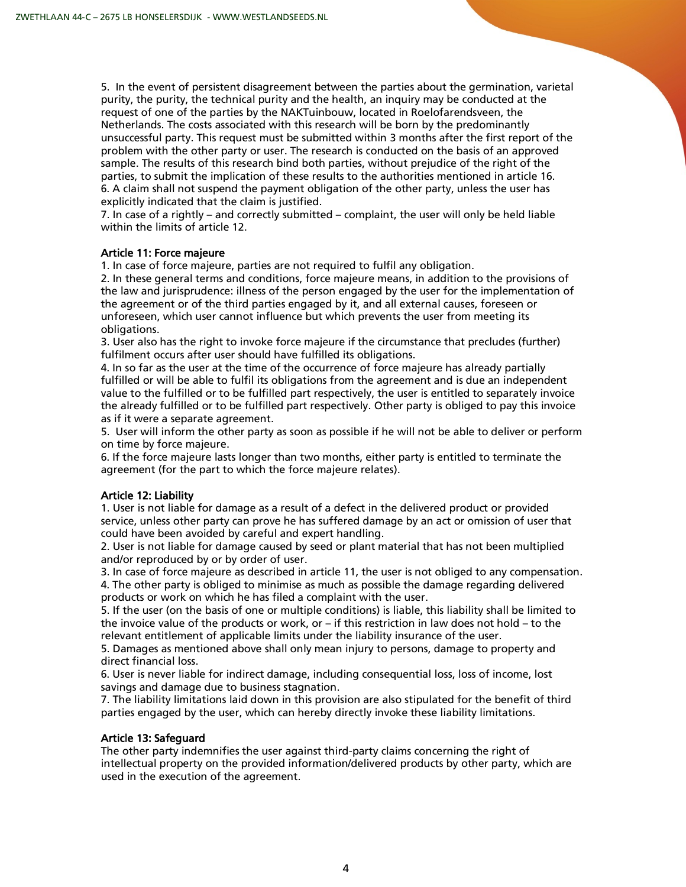5. In the event of persistent disagreement between the parties about the germination, varietal purity, the purity, the technical purity and the health, an inquiry may be conducted at the request of one of the parties by the NAKTuinbouw, located in Roelofarendsveen, the Netherlands. The costs associated with this research will be born by the predominantly unsuccessful party. This request must be submitted within 3 months after the first report of the problem with the other party or user. The research is conducted on the basis of an approved sample. The results of this research bind both parties, without prejudice of the right of the parties, to submit the implication of these results to the authorities mentioned in article 16.
6. A claim shall not suspend the payment obligation of the other party, unless the user has explicitly indicated that the claim is justified.
7. In case of a rightly – and correctly submitted – complaint, the user will only be held liable within the limits of article 12.

### Article 11: Force majeure

1. In case of force majeure, parties are not required to fulfil any obligation.
2. In these general terms and conditions, force majeure means, in addition to the provisions of the law and jurisprudence: illness of the person engaged by the user for the implementation of the agreement or of the third parties engaged by it, and all external causes, foreseen or unforeseen, which user cannot influence but which prevents the user from meeting its obligations.
3. User also has the right to invoke force majeure if the circumstance that precludes (further) fulfilment occurs after user should have fulfilled its obligations.
4. In so far as the user at the time of the occurrence of force majeure has already partially fulfilled or will be able to fulfil its obligations from the agreement and is due an independent value to the fulfilled or to be fulfilled part respectively, the user is entitled to separately invoice the already fulfilled or to be fulfilled part respectively. Other party is obliged to pay this invoice as if it were a separate agreement.
5. User will inform the other party as soon as possible if he will not be able to deliver or perform on time by force majeure.
6. If the force majeure lasts longer than two months, either party is entitled to terminate the agreement (for the part to which the force majeure relates).

### Article 12: Liability

1. User is not liable for damage as a result of a defect in the delivered product or provided service, unless other party can prove he has suffered damage by an act or omission of user that could have been avoided by careful and expert handling.
2. User is not liable for damage caused by seed or plant material that has not been multiplied and/or reproduced by or by order of user.
3. In case of force majeure as described in article 11, the user is not obliged to any compensation.
4. The other party is obliged to minimise as much as possible the damage regarding delivered products or work on which he has filed a complaint with the user.
5. If the user (on the basis of one or multiple conditions) is liable, this liability shall be limited to the invoice value of the products or work, or – if this restriction in law does not hold – to the relevant entitlement of applicable limits under the liability insurance of the user.
5. Damages as mentioned above shall only mean injury to persons, damage to property and direct financial loss.
6. User is never liable for indirect damage, including consequential loss, loss of income, lost savings and damage due to business stagnation.
7. The liability limitations laid down in this provision are also stipulated for the benefit of third parties engaged by the user, which can hereby directly invoke these liability limitations.

### Article 13: Safeguard

The other party indemnifies the user against third-party claims concerning the right of intellectual property on the provided information/delivered products by other party, which are used in the execution of the agreement.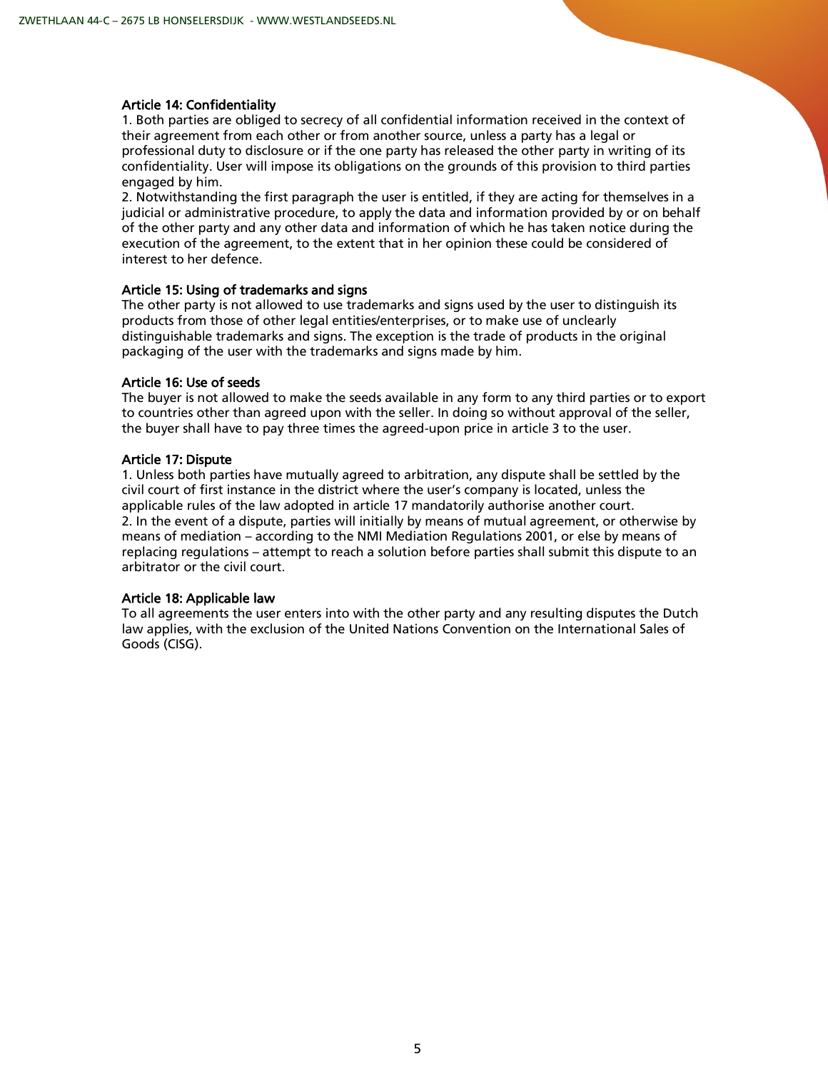**Article 14: Confidentiality**

1. Both parties are obliged to secrecy of all confidential information received in the context of their agreement from each other or from another source, unless a party has a legal or professional duty to disclosure or if the one party has released the other party in writing of its confidentiality. User will impose its obligations on the grounds of this provision to third parties engaged by him.
2. Notwithstanding the first paragraph the user is entitled, if they are acting for themselves in a judicial or administrative procedure, to apply the data and information provided by or on behalf of the other party and any other data and information of which he has taken notice during the execution of the agreement, to the extent that in her opinion these could be considered of interest to her defence.

**Article 15: Using of trademarks and signs**

The other party is not allowed to use trademarks and signs used by the user to distinguish its products from those of other legal entities/enterprises, or to make use of unclearly distinguishable trademarks and signs. The exception is the trade of products in the original packaging of the user with the trademarks and signs made by him.

**Article 16: Use of seeds**

The buyer is not allowed to make the seeds available in any form to any third parties or to export to countries other than agreed upon with the seller. In doing so without approval of the seller, the buyer shall have to pay three times the agreed-upon price in article 3 to the user.

**Article 17: Dispute**

1. Unless both parties have mutually agreed to arbitration, any dispute shall be settled by the civil court of first instance in the district where the user's company is located, unless the applicable rules of the law adopted in article 17 mandatorily authorise another court.
2. In the event of a dispute, parties will initially by means of mutual agreement, or otherwise by means of mediation – according to the NMI Mediation Regulations 2001, or else by means of replacing regulations – attempt to reach a solution before parties shall submit this dispute to an arbitrator or the civil court.

**Article 18: Applicable law**

To all agreements the user enters into with the other party and any resulting disputes the Dutch law applies, with the exclusion of the United Nations Convention on the International Sales of Goods (CISG).